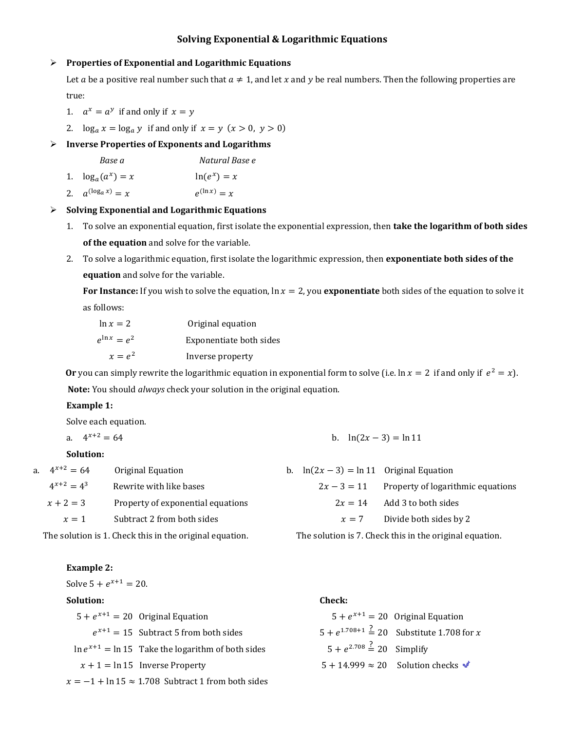# Solving Exponential & Logarithmic Equations

- **Properties of Exponential and Logarithmic Equations**

  Let $a$ be a positive real number such that $a \neq 1$, and let $x$ and $y$ be real numbers. Then the following properties are true:

  1. $a^x = a^y$ if and only if $x = y$
  2. $\log_a x = \log_a y$ if and only if $x = y$ $(x > 0,\ y > 0)$

- **Inverse Properties of Exponents and Logarithms**

  | | *Base a* | *Natural Base e* |
  |---|---|---|
  | 1. | $\log_a(a^x) = x$ | $\ln(e^x) = x$ |
  | 2. | $a^{(\log_a x)} = x$ | $e^{(\ln x)} = x$ |

- **Solving Exponential and Logarithmic Equations**

  1. To solve an exponential equation, first isolate the exponential expression, then **take the logarithm of both sides of the equation** and solve for the variable.
  2. To solve a logarithmic equation, first isolate the logarithmic expression, then **exponentiate both sides of the equation** and solve for the variable.

     **For Instance:** If you wish to solve the equation, $\ln x = 2$, you **exponentiate** both sides of the equation to solve it as follows:

     | | |
     |---|---|
     | $\ln x = 2$ | Original equation |
     | $e^{\ln x} = e^2$ | Exponentiate both sides |
     | $x = e^2$ | Inverse property |

  **Or** you can simply rewrite the logarithmic equation in exponential form to solve (i.e. $\ln x = 2$ if and only if $e^2 = x$).

  **Note:** You should *always* check your solution in the original equation.

**Example 1:**

Solve each equation.

a. $4^{x+2} = 64$

b. $\ln(2x - 3) = \ln 11$

**Solution:**

a.

| | |
|---|---|
| $4^{x+2} = 64$ | Original Equation |
| $4^{x+2} = 4^3$ | Rewrite with like bases |
| $x + 2 = 3$ | Property of exponential equations |
| $x = 1$ | Subtract 2 from both sides |

The solution is 1. Check this in the original equation.

b.

| | |
|---|---|
| $\ln(2x - 3) = \ln 11$ | Original Equation |
| $2x - 3 = 11$ | Property of logarithmic equations |
| $2x = 14$ | Add 3 to both sides |
| $x = 7$ | Divide both sides by 2 |

The solution is 7. Check this in the original equation.

**Example 2:**

Solve $5 + e^{x+1} = 20$.

**Solution:**

| | |
|---|---|
| $5 + e^{x+1} = 20$ | Original Equation |
| $e^{x+1} = 15$ | Subtract 5 from both sides |
| $\ln e^{x+1} = \ln 15$ | Take the logarithm of both sides |
| $x + 1 = \ln 15$ | Inverse Property |
| $x = -1 + \ln 15 \approx 1.708$ | Subtract 1 from both sides |

**Check:**

| | |
|---|---|
| $5 + e^{x+1} = 20$ | Original Equation |
| $5 + e^{1.708+1} \stackrel{?}{=} 20$ | Substitute 1.708 for $x$ |
| $5 + e^{2.708} \stackrel{?}{=} 20$ | Simplify |
| $5 + 14.999 \approx 20$ | Solution checks ✓ |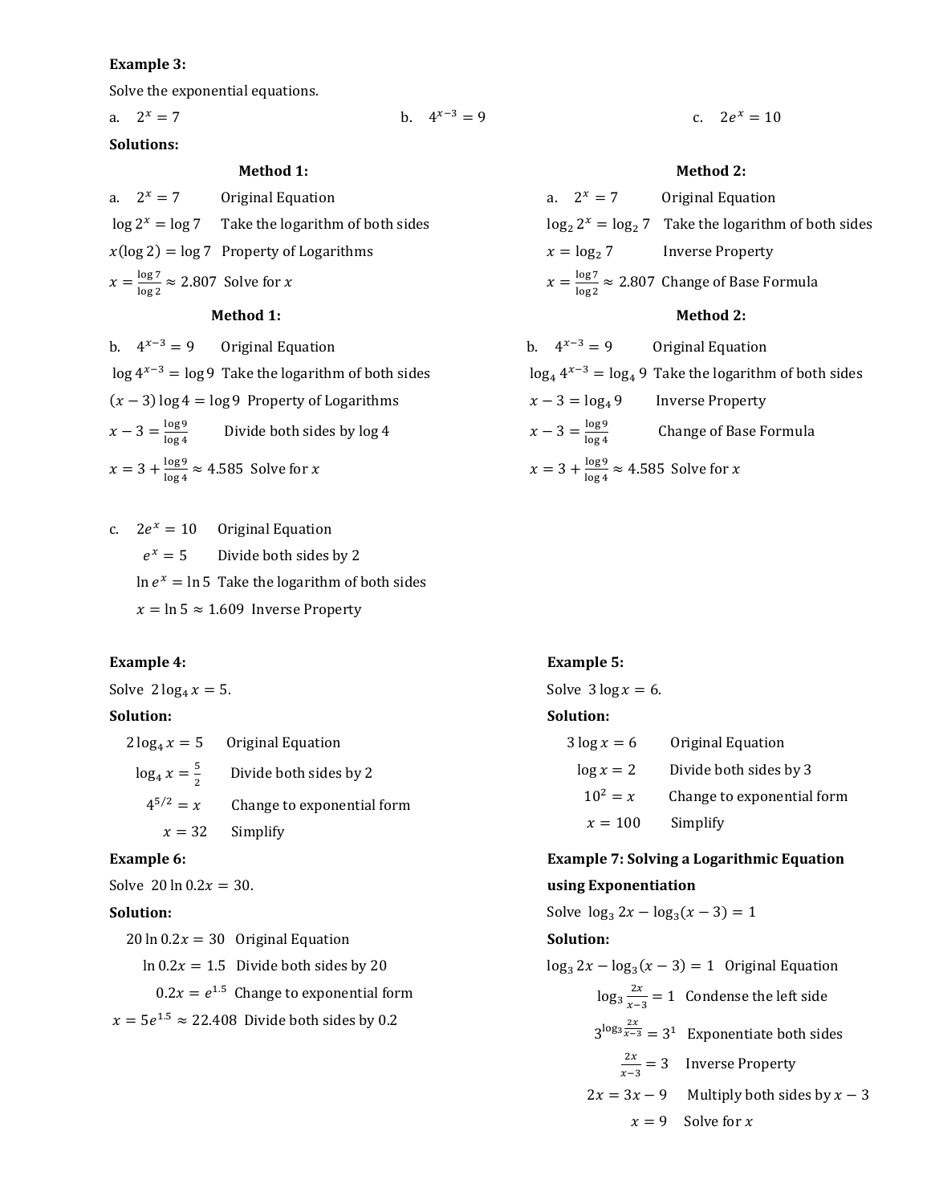**Example 3:**

Solve the exponential equations.

a. $2^x = 7$

b. $4^{x-3} = 9$

c. $2e^x = 10$

**Solutions:**

**Method 1:**

a. $2^x = 7$ Original Equation

$\log 2^x = \log 7$ Take the logarithm of both sides

$x(\log 2) = \log 7$ Property of Logarithms

$x = \frac{\log 7}{\log 2} \approx 2.807$ Solve for $x$

**Method 2:**

a. $2^x = 7$ Original Equation

$\log_2 2^x = \log_2 7$ Take the logarithm of both sides

$x = \log_2 7$ Inverse Property

$x = \frac{\log 7}{\log 2} \approx 2.807$ Change of Base Formula

**Method 1:**

b. $4^{x-3} = 9$ Original Equation

$\log 4^{x-3} = \log 9$ Take the logarithm of both sides

$(x-3)\log 4 = \log 9$ Property of Logarithms

$x - 3 = \frac{\log 9}{\log 4}$ Divide both sides by $\log 4$

$x = 3 + \frac{\log 9}{\log 4} \approx 4.585$ Solve for $x$

**Method 2:**

b. $4^{x-3} = 9$ Original Equation

$\log_4 4^{x-3} = \log_4 9$ Take the logarithm of both sides

$x - 3 = \log_4 9$ Inverse Property

$x - 3 = \frac{\log 9}{\log 4}$ Change of Base Formula

$x = 3 + \frac{\log 9}{\log 4} \approx 4.585$ Solve for $x$

c. $2e^x = 10$ Original Equation

$e^x = 5$ Divide both sides by 2

$\ln e^x = \ln 5$ Take the logarithm of both sides

$x = \ln 5 \approx 1.609$ Inverse Property

**Example 4:**

Solve $2\log_4 x = 5$.

**Solution:**

$2\log_4 x = 5$ Original Equation

$\log_4 x = \frac{5}{2}$ Divide both sides by 2

$4^{5/2} = x$ Change to exponential form

$x = 32$ Simplify

**Example 5:**

Solve $3\log x = 6$.

**Solution:**

$3\log x = 6$ Original Equation

$\log x = 2$ Divide both sides by 3

$10^2 = x$ Change to exponential form

$x = 100$ Simplify

**Example 6:**

Solve $20 \ln 0.2x = 30$.

**Solution:**

$20 \ln 0.2x = 30$ Original Equation

$\ln 0.2x = 1.5$ Divide both sides by 20

$0.2x = e^{1.5}$ Change to exponential form

$x = 5e^{1.5} \approx 22.408$ Divide both sides by 0.2

**Example 7: Solving a Logarithmic Equation using Exponentiation**

Solve $\log_3 2x - \log_3(x-3) = 1$

**Solution:**

$\log_3 2x - \log_3(x-3) = 1$ Original Equation

$\log_3 \frac{2x}{x-3} = 1$ Condense the left side

$3^{\log_3 \frac{2x}{x-3}} = 3^1$ Exponentiate both sides

$\frac{2x}{x-3} = 3$ Inverse Property

$2x = 3x - 9$ Multiply both sides by $x - 3$

$x = 9$ Solve for $x$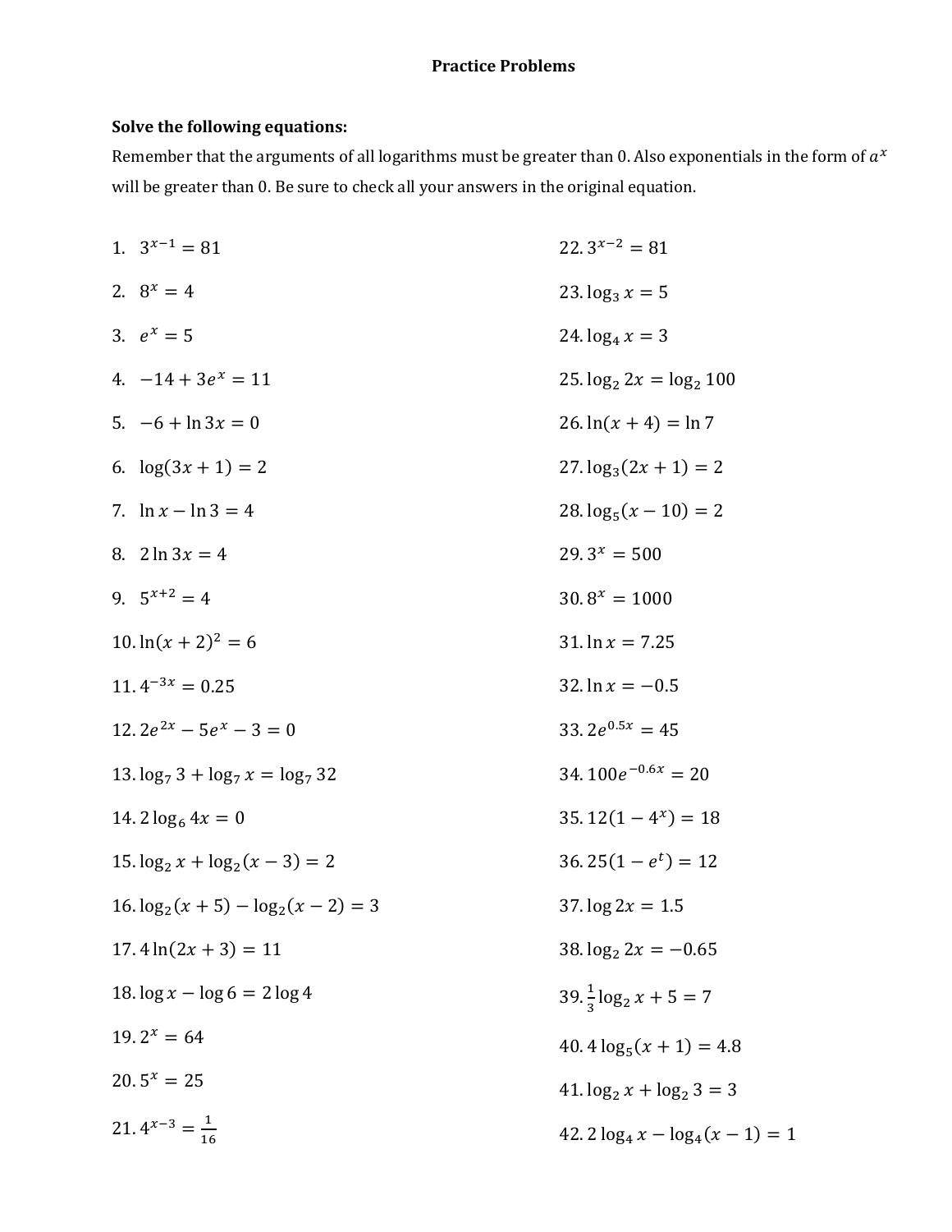# Practice Problems

**Solve the following equations:**

Remember that the arguments of all logarithms must be greater than 0. Also exponentials in the form of $a^x$ will be greater than 0. Be sure to check all your answers in the original equation.

1. $3^{x-1} = 81$
2. $8^x = 4$
3. $e^x = 5$
4. $-14 + 3e^x = 11$
5. $-6 + \ln 3x = 0$
6. $\log(3x + 1) = 2$
7. $\ln x - \ln 3 = 4$
8. $2\ln 3x = 4$
9. $5^{x+2} = 4$
10. $\ln(x + 2)^2 = 6$
11. $4^{-3x} = 0.25$
12. $2e^{2x} - 5e^x - 3 = 0$
13. $\log_7 3 + \log_7 x = \log_7 32$
14. $2\log_6 4x = 0$
15. $\log_2 x + \log_2(x - 3) = 2$
16. $\log_2(x + 5) - \log_2(x - 2) = 3$
17. $4\ln(2x + 3) = 11$
18. $\log x - \log 6 = 2\log 4$
19. $2^x = 64$
20. $5^x = 25$
21. $4^{x-3} = \frac{1}{16}$
22. $3^{x-2} = 81$
23. $\log_3 x = 5$
24. $\log_4 x = 3$
25. $\log_2 2x = \log_2 100$
26. $\ln(x + 4) = \ln 7$
27. $\log_3(2x + 1) = 2$
28. $\log_5(x - 10) = 2$
29. $3^x = 500$
30. $8^x = 1000$
31. $\ln x = 7.25$
32. $\ln x = -0.5$
33. $2e^{0.5x} = 45$
34. $100e^{-0.6x} = 20$
35. $12(1 - 4^x) = 18$
36. $25(1 - e^t) = 12$
37. $\log 2x = 1.5$
38. $\log_2 2x = -0.65$
39. $\frac{1}{3}\log_2 x + 5 = 7$
40. $4\log_5(x + 1) = 4.8$
41. $\log_2 x + \log_2 3 = 3$
42. $2\log_4 x - \log_4(x - 1) = 1$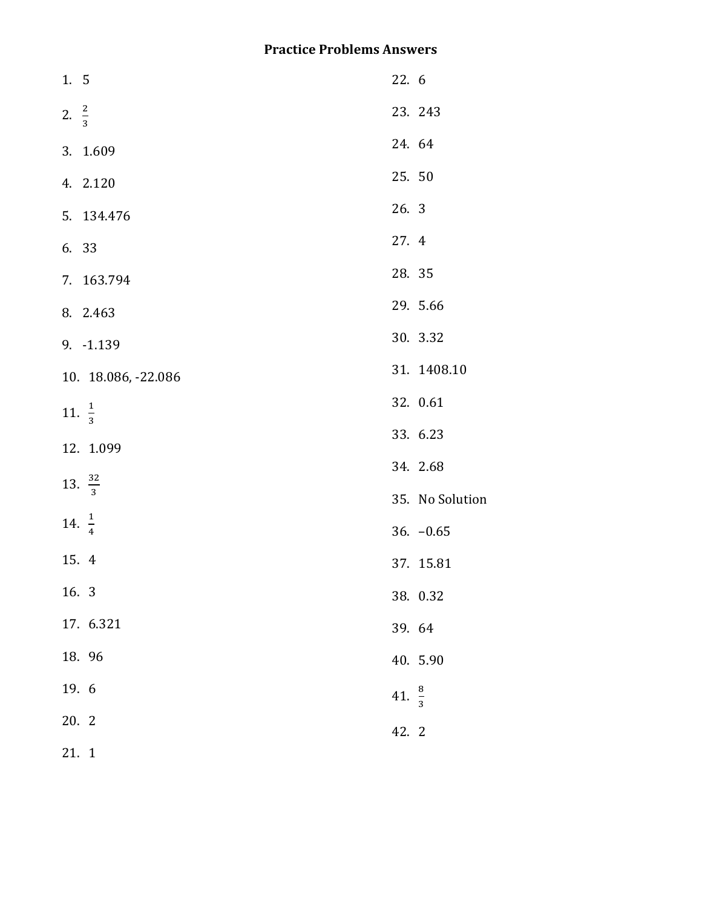## Practice Problems Answers

1. 5
2. $\frac{2}{3}$
3. 1.609
4. 2.120
5. 134.476
6. 33
7. 163.794
8. 2.463
9. -1.139
10. 18.086, -22.086
11. $\frac{1}{3}$
12. 1.099
13. $\frac{32}{3}$
14. $\frac{1}{4}$
15. 4
16. 3
17. 6.321
18. 96
19. 6
20. 2
21. 1
22. 6
23. 243
24. 64
25. 50
26. 3
27. 4
28. 35
29. 5.66
30. 3.32
31. 1408.10
32. 0.61
33. 6.23
34. 2.68
35. No Solution
36. −0.65
37. 15.81
38. 0.32
39. 64
40. 5.90
41. $\frac{8}{3}$
42. 2